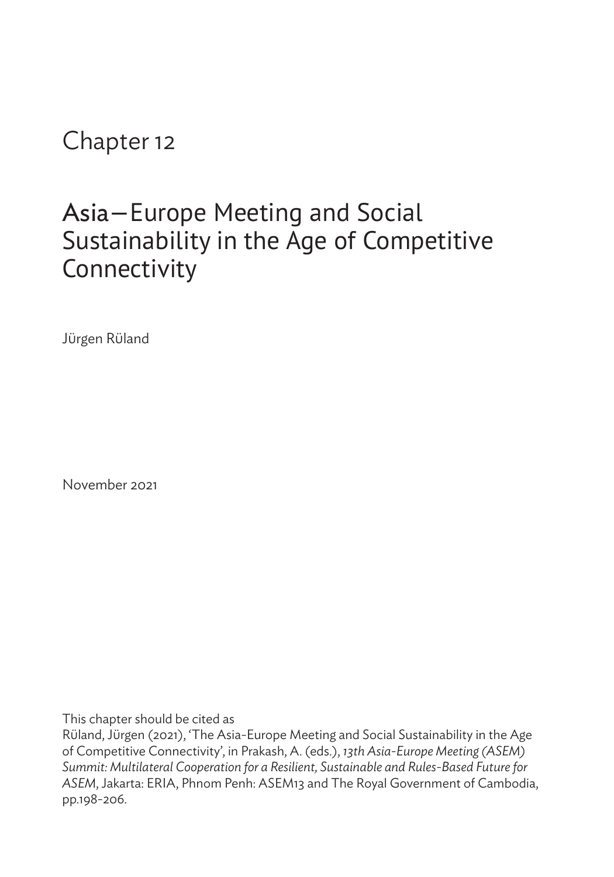# Chapter 12

## Asia–Europe Meeting and Social Sustainability in the Age of Competitive Connectivity

Jürgen Rüland

November 2021

This chapter should be cited as

Rüland, Jürgen (2021), 'The Asia-Europe Meeting and Social Sustainability in the Age of Competitive Connectivity', in Prakash, A. (eds.), *13th Asia-Europe Meeting (ASEM) Summit: Multilateral Cooperation for a Resilient, Sustainable and Rules-Based Future for ASEM*, Jakarta: ERIA, Phnom Penh: ASEM13 and The Royal Government of Cambodia, pp.198-206.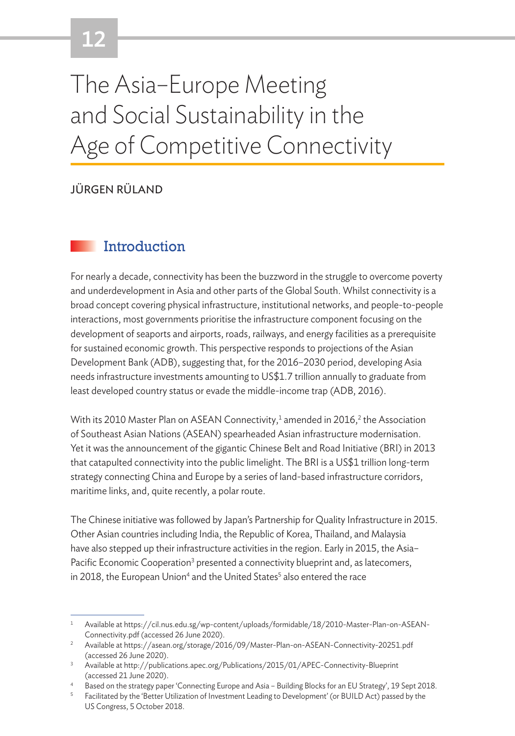# 12

# The Asia–Europe Meeting and Social Sustainability in the Age of Competitive Connectivity

JÜRGEN RÜLAND

## Introduction

For nearly a decade, connectivity has been the buzzword in the struggle to overcome poverty and underdevelopment in Asia and other parts of the Global South. Whilst connectivity is a broad concept covering physical infrastructure, institutional networks, and people-to-people interactions, most governments prioritise the infrastructure component focusing on the development of seaports and airports, roads, railways, and energy facilities as a prerequisite for sustained economic growth. This perspective responds to projections of the Asian Development Bank (ADB), suggesting that, for the 2016–2030 period, developing Asia needs infrastructure investments amounting to US$1.7 trillion annually to graduate from least developed country status or evade the middle-income trap (ADB, 2016).

With its 2010 Master Plan on ASEAN Connectivity,[1] amended in 2016,[2] the Association of Southeast Asian Nations (ASEAN) spearheaded Asian infrastructure modernisation. Yet it was the announcement of the gigantic Chinese Belt and Road Initiative (BRI) in 2013 that catapulted connectivity into the public limelight. The BRI is a US$1 trillion long-term strategy connecting China and Europe by a series of land-based infrastructure corridors, maritime links, and, quite recently, a polar route.

The Chinese initiative was followed by Japan's Partnership for Quality Infrastructure in 2015. Other Asian countries including India, the Republic of Korea, Thailand, and Malaysia have also stepped up their infrastructure activities in the region. Early in 2015, the Asia–Pacific Economic Cooperation[3] presented a connectivity blueprint and, as latecomers, in 2018, the European Union[4] and the United States[5] also entered the race

---

1. Available at https://cil.nus.edu.sg/wp-content/uploads/formidable/18/2010-Master-Plan-on-ASEAN-Connectivity.pdf (accessed 26 June 2020).
2. Available at https://asean.org/storage/2016/09/Master-Plan-on-ASEAN-Connectivity-20251.pdf (accessed 26 June 2020).
3. Available at http://publications.apec.org/Publications/2015/01/APEC-Connectivity-Blueprint (accessed 21 June 2020).
4. Based on the strategy paper 'Connecting Europe and Asia – Building Blocks for an EU Strategy', 19 Sept 2018.
5. Facilitated by the 'Better Utilization of Investment Leading to Development' (or BUILD Act) passed by the US Congress, 5 October 2018.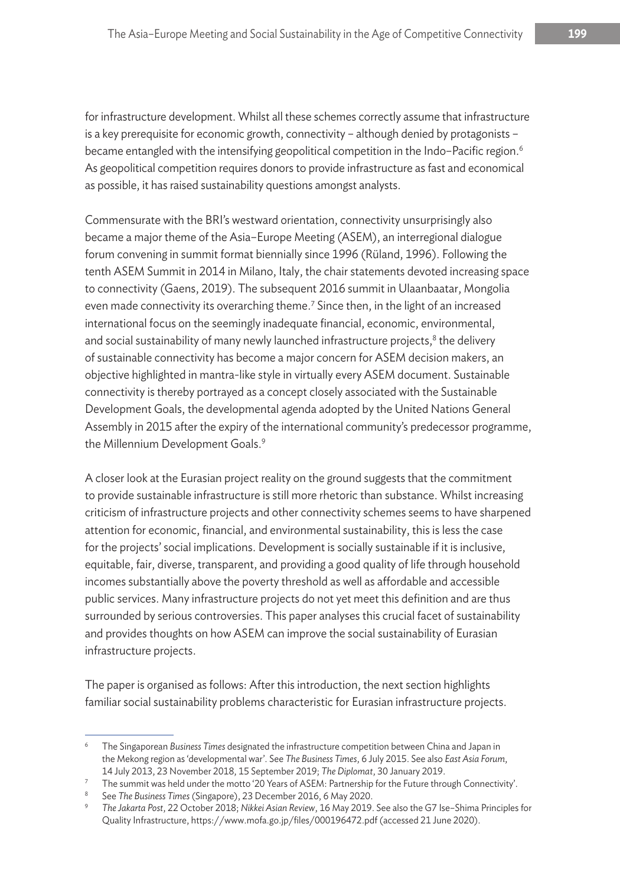for infrastructure development. Whilst all these schemes correctly assume that infrastructure is a key prerequisite for economic growth, connectivity – although denied by protagonists – became entangled with the intensifying geopolitical competition in the Indo–Pacific region.[6] As geopolitical competition requires donors to provide infrastructure as fast and economical as possible, it has raised sustainability questions amongst analysts.

Commensurate with the BRI's westward orientation, connectivity unsurprisingly also became a major theme of the Asia–Europe Meeting (ASEM), an interregional dialogue forum convening in summit format biennially since 1996 (Rüland, 1996). Following the tenth ASEM Summit in 2014 in Milano, Italy, the chair statements devoted increasing space to connectivity (Gaens, 2019). The subsequent 2016 summit in Ulaanbaatar, Mongolia even made connectivity its overarching theme.[7] Since then, in the light of an increased international focus on the seemingly inadequate financial, economic, environmental, and social sustainability of many newly launched infrastructure projects,[8] the delivery of sustainable connectivity has become a major concern for ASEM decision makers, an objective highlighted in mantra-like style in virtually every ASEM document. Sustainable connectivity is thereby portrayed as a concept closely associated with the Sustainable Development Goals, the developmental agenda adopted by the United Nations General Assembly in 2015 after the expiry of the international community's predecessor programme, the Millennium Development Goals.[9]

A closer look at the Eurasian project reality on the ground suggests that the commitment to provide sustainable infrastructure is still more rhetoric than substance. Whilst increasing criticism of infrastructure projects and other connectivity schemes seems to have sharpened attention for economic, financial, and environmental sustainability, this is less the case for the projects' social implications. Development is socially sustainable if it is inclusive, equitable, fair, diverse, transparent, and providing a good quality of life through household incomes substantially above the poverty threshold as well as affordable and accessible public services. Many infrastructure projects do not yet meet this definition and are thus surrounded by serious controversies. This paper analyses this crucial facet of sustainability and provides thoughts on how ASEM can improve the social sustainability of Eurasian infrastructure projects.

The paper is organised as follows: After this introduction, the next section highlights familiar social sustainability problems characteristic for Eurasian infrastructure projects.

---

[6] The Singaporean *Business Times* designated the infrastructure competition between China and Japan in the Mekong region as 'developmental war'. See *The Business Times*, 6 July 2015. See also *East Asia Forum*, 14 July 2013, 23 November 2018, 15 September 2019; *The Diplomat*, 30 January 2019.

[7] The summit was held under the motto '20 Years of ASEM: Partnership for the Future through Connectivity'.

[8] See *The Business Times* (Singapore), 23 December 2016, 6 May 2020.

[9] *The Jakarta Post*, 22 October 2018; *Nikkei Asian Review*, 16 May 2019. See also the G7 Ise–Shima Principles for Quality Infrastructure, https://www.mofa.go.jp/files/000196472.pdf (accessed 21 June 2020).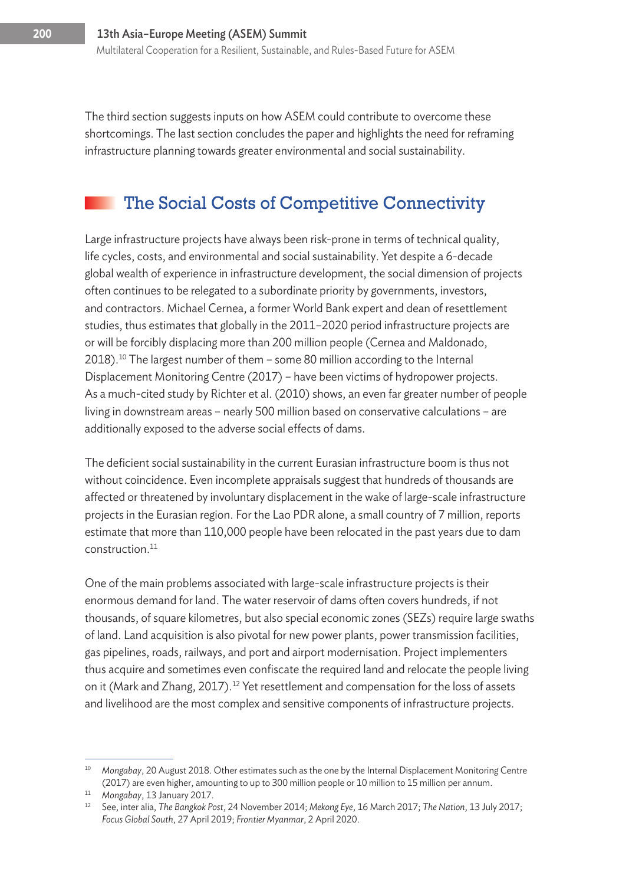The third section suggests inputs on how ASEM could contribute to overcome these shortcomings. The last section concludes the paper and highlights the need for reframing infrastructure planning towards greater environmental and social sustainability.

## The Social Costs of Competitive Connectivity

Large infrastructure projects have always been risk-prone in terms of technical quality, life cycles, costs, and environmental and social sustainability. Yet despite a 6-decade global wealth of experience in infrastructure development, the social dimension of projects often continues to be relegated to a subordinate priority by governments, investors, and contractors. Michael Cernea, a former World Bank expert and dean of resettlement studies, thus estimates that globally in the 2011–2020 period infrastructure projects are or will be forcibly displacing more than 200 million people (Cernea and Maldonado, 2018).[10] The largest number of them – some 80 million according to the Internal Displacement Monitoring Centre (2017) – have been victims of hydropower projects. As a much-cited study by Richter et al. (2010) shows, an even far greater number of people living in downstream areas – nearly 500 million based on conservative calculations – are additionally exposed to the adverse social effects of dams.

The deficient social sustainability in the current Eurasian infrastructure boom is thus not without coincidence. Even incomplete appraisals suggest that hundreds of thousands are affected or threatened by involuntary displacement in the wake of large-scale infrastructure projects in the Eurasian region. For the Lao PDR alone, a small country of 7 million, reports estimate that more than 110,000 people have been relocated in the past years due to dam construction.[11]

One of the main problems associated with large-scale infrastructure projects is their enormous demand for land. The water reservoir of dams often covers hundreds, if not thousands, of square kilometres, but also special economic zones (SEZs) require large swaths of land. Land acquisition is also pivotal for new power plants, power transmission facilities, gas pipelines, roads, railways, and port and airport modernisation. Project implementers thus acquire and sometimes even confiscate the required land and relocate the people living on it (Mark and Zhang, 2017).[12] Yet resettlement and compensation for the loss of assets and livelihood are the most complex and sensitive components of infrastructure projects.

---

[10] *Mongabay*, 20 August 2018. Other estimates such as the one by the Internal Displacement Monitoring Centre (2017) are even higher, amounting to up to 300 million people or 10 million to 15 million per annum.

[11] *Mongabay*, 13 January 2017.

[12] See, inter alia, *The Bangkok Post*, 24 November 2014; *Mekong Eye*, 16 March 2017; *The Nation*, 13 July 2017; *Focus Global South*, 27 April 2019; *Frontier Myanmar*, 2 April 2020.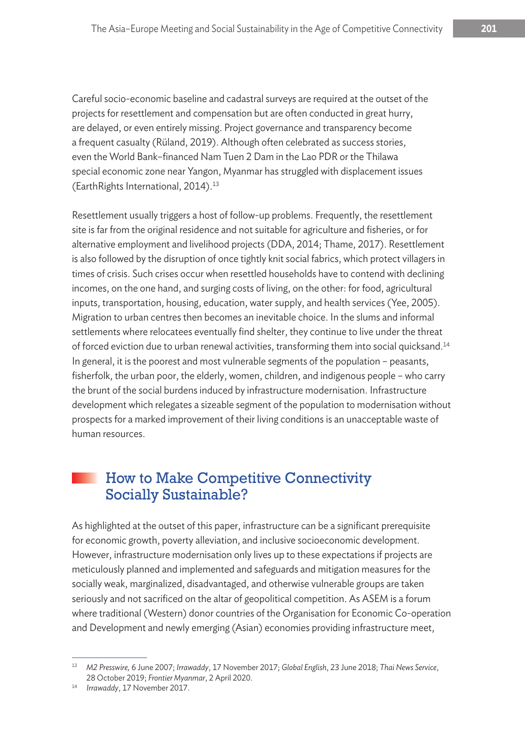Careful socio-economic baseline and cadastral surveys are required at the outset of the projects for resettlement and compensation but are often conducted in great hurry, are delayed, or even entirely missing. Project governance and transparency become a frequent casualty (Rüland, 2019). Although often celebrated as success stories, even the World Bank–financed Nam Tuen 2 Dam in the Lao PDR or the Thilawa special economic zone near Yangon, Myanmar has struggled with displacement issues (EarthRights International, 2014).[13]

Resettlement usually triggers a host of follow-up problems. Frequently, the resettlement site is far from the original residence and not suitable for agriculture and fisheries, or for alternative employment and livelihood projects (DDA, 2014; Thame, 2017). Resettlement is also followed by the disruption of once tightly knit social fabrics, which protect villagers in times of crisis. Such crises occur when resettled households have to contend with declining incomes, on the one hand, and surging costs of living, on the other: for food, agricultural inputs, transportation, housing, education, water supply, and health services (Yee, 2005). Migration to urban centres then becomes an inevitable choice. In the slums and informal settlements where relocatees eventually find shelter, they continue to live under the threat of forced eviction due to urban renewal activities, transforming them into social quicksand.[14] In general, it is the poorest and most vulnerable segments of the population – peasants, fisherfolk, the urban poor, the elderly, women, children, and indigenous people – who carry the brunt of the social burdens induced by infrastructure modernisation. Infrastructure development which relegates a sizeable segment of the population to modernisation without prospects for a marked improvement of their living conditions is an unacceptable waste of human resources.

## How to Make Competitive Connectivity Socially Sustainable?

As highlighted at the outset of this paper, infrastructure can be a significant prerequisite for economic growth, poverty alleviation, and inclusive socioeconomic development. However, infrastructure modernisation only lives up to these expectations if projects are meticulously planned and implemented and safeguards and mitigation measures for the socially weak, marginalized, disadvantaged, and otherwise vulnerable groups are taken seriously and not sacrificed on the altar of geopolitical competition. As ASEM is a forum where traditional (Western) donor countries of the Organisation for Economic Co-operation and Development and newly emerging (Asian) economies providing infrastructure meet,

---

[13] *M2 Presswire*, 6 June 2007; *Irrawaddy*, 17 November 2017; *Global English*, 23 June 2018; *Thai News Service*, 28 October 2019; *Frontier Myanmar*, 2 April 2020.

[14] *Irrawaddy*, 17 November 2017.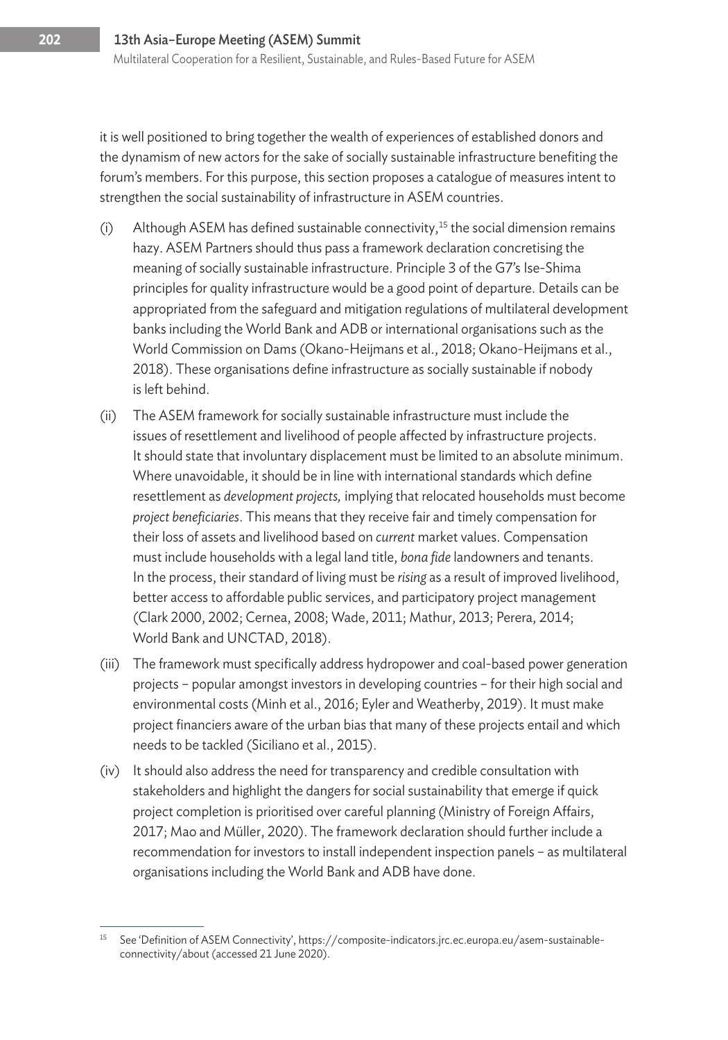it is well positioned to bring together the wealth of experiences of established donors and the dynamism of new actors for the sake of socially sustainable infrastructure benefiting the forum's members. For this purpose, this section proposes a catalogue of measures intent to strengthen the social sustainability of infrastructure in ASEM countries.

(i) Although ASEM has defined sustainable connectivity,[15] the social dimension remains hazy. ASEM Partners should thus pass a framework declaration concretising the meaning of socially sustainable infrastructure. Principle 3 of the G7's Ise-Shima principles for quality infrastructure would be a good point of departure. Details can be appropriated from the safeguard and mitigation regulations of multilateral development banks including the World Bank and ADB or international organisations such as the World Commission on Dams (Okano-Heijmans et al., 2018; Okano-Heijmans et al., 2018). These organisations define infrastructure as socially sustainable if nobody is left behind.

(ii) The ASEM framework for socially sustainable infrastructure must include the issues of resettlement and livelihood of people affected by infrastructure projects. It should state that involuntary displacement must be limited to an absolute minimum. Where unavoidable, it should be in line with international standards which define resettlement as *development projects,* implying that relocated households must become *project beneficiaries*. This means that they receive fair and timely compensation for their loss of assets and livelihood based on *current* market values. Compensation must include households with a legal land title, *bona fide* landowners and tenants. In the process, their standard of living must be *rising* as a result of improved livelihood, better access to affordable public services, and participatory project management (Clark 2000, 2002; Cernea, 2008; Wade, 2011; Mathur, 2013; Perera, 2014; World Bank and UNCTAD, 2018).

(iii) The framework must specifically address hydropower and coal-based power generation projects – popular amongst investors in developing countries – for their high social and environmental costs (Minh et al., 2016; Eyler and Weatherby, 2019). It must make project financiers aware of the urban bias that many of these projects entail and which needs to be tackled (Siciliano et al., 2015).

(iv) It should also address the need for transparency and credible consultation with stakeholders and highlight the dangers for social sustainability that emerge if quick project completion is prioritised over careful planning (Ministry of Foreign Affairs, 2017; Mao and Müller, 2020). The framework declaration should further include a recommendation for investors to install independent inspection panels – as multilateral organisations including the World Bank and ADB have done.

---

[15] See 'Definition of ASEM Connectivity', https://composite-indicators.jrc.ec.europa.eu/asem-sustainable-connectivity/about (accessed 21 June 2020).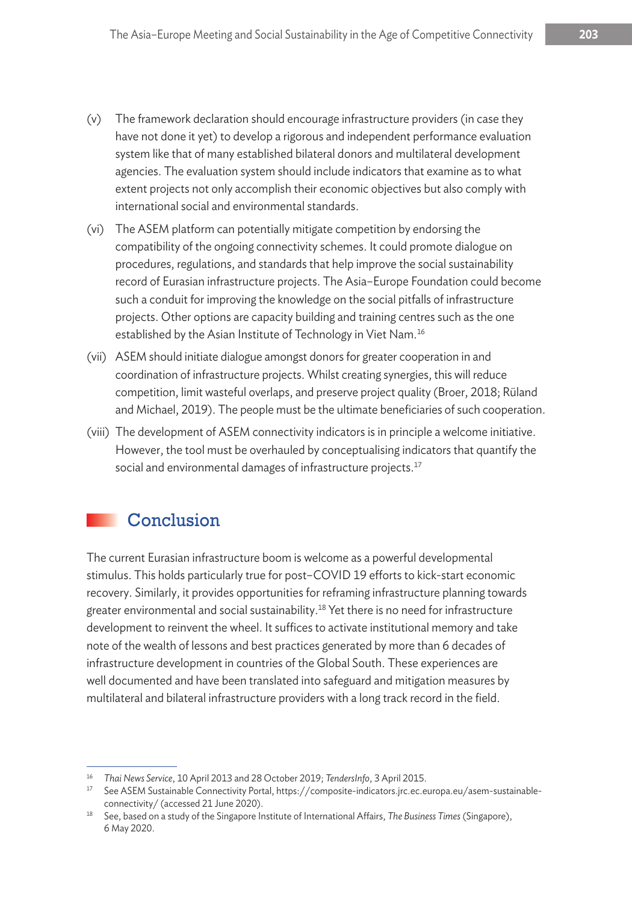(v) The framework declaration should encourage infrastructure providers (in case they have not done it yet) to develop a rigorous and independent performance evaluation system like that of many established bilateral donors and multilateral development agencies. The evaluation system should include indicators that examine as to what extent projects not only accomplish their economic objectives but also comply with international social and environmental standards.

(vi) The ASEM platform can potentially mitigate competition by endorsing the compatibility of the ongoing connectivity schemes. It could promote dialogue on procedures, regulations, and standards that help improve the social sustainability record of Eurasian infrastructure projects. The Asia–Europe Foundation could become such a conduit for improving the knowledge on the social pitfalls of infrastructure projects. Other options are capacity building and training centres such as the one established by the Asian Institute of Technology in Viet Nam.[16]

(vii) ASEM should initiate dialogue amongst donors for greater cooperation in and coordination of infrastructure projects. Whilst creating synergies, this will reduce competition, limit wasteful overlaps, and preserve project quality (Broer, 2018; Rüland and Michael, 2019). The people must be the ultimate beneficiaries of such cooperation.

(viii) The development of ASEM connectivity indicators is in principle a welcome initiative. However, the tool must be overhauled by conceptualising indicators that quantify the social and environmental damages of infrastructure projects.[17]

## Conclusion

The current Eurasian infrastructure boom is welcome as a powerful developmental stimulus. This holds particularly true for post–COVID 19 efforts to kick-start economic recovery. Similarly, it provides opportunities for reframing infrastructure planning towards greater environmental and social sustainability.[18] Yet there is no need for infrastructure development to reinvent the wheel. It suffices to activate institutional memory and take note of the wealth of lessons and best practices generated by more than 6 decades of infrastructure development in countries of the Global South. These experiences are well documented and have been translated into safeguard and mitigation measures by multilateral and bilateral infrastructure providers with a long track record in the field.

---

[16] *Thai News Service*, 10 April 2013 and 28 October 2019; *TendersInfo*, 3 April 2015.

[17] See ASEM Sustainable Connectivity Portal, https://composite-indicators.jrc.ec.europa.eu/asem-sustainable-connectivity/ (accessed 21 June 2020).

[18] See, based on a study of the Singapore Institute of International Affairs, *The Business Times* (Singapore), 6 May 2020.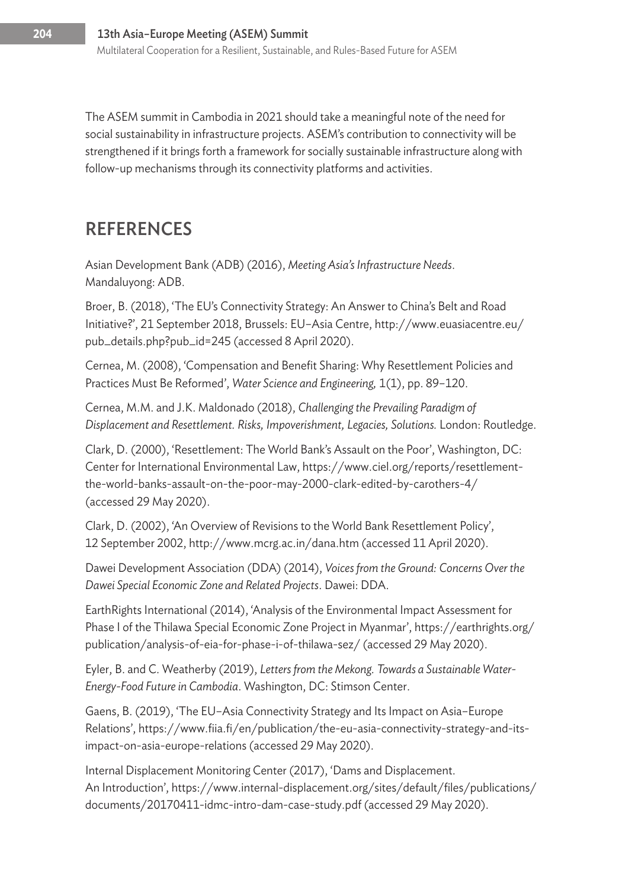The ASEM summit in Cambodia in 2021 should take a meaningful note of the need for social sustainability in infrastructure projects. ASEM's contribution to connectivity will be strengthened if it brings forth a framework for socially sustainable infrastructure along with follow-up mechanisms through its connectivity platforms and activities.

## REFERENCES

Asian Development Bank (ADB) (2016), *Meeting Asia's Infrastructure Needs*. Mandaluyong: ADB.

Broer, B. (2018), 'The EU's Connectivity Strategy: An Answer to China's Belt and Road Initiative?', 21 September 2018, Brussels: EU–Asia Centre, http://www.euasiacentre.eu/pub_details.php?pub_id=245 (accessed 8 April 2020).

Cernea, M. (2008), 'Compensation and Benefit Sharing: Why Resettlement Policies and Practices Must Be Reformed', *Water Science and Engineering,* 1(1), pp. 89–120.

Cernea, M.M. and J.K. Maldonado (2018), *Challenging the Prevailing Paradigm of Displacement and Resettlement. Risks, Impoverishment, Legacies, Solutions.* London: Routledge.

Clark, D. (2000), 'Resettlement: The World Bank's Assault on the Poor', Washington, DC: Center for International Environmental Law, https://www.ciel.org/reports/resettlement-the-world-banks-assault-on-the-poor-may-2000-clark-edited-by-carothers-4/ (accessed 29 May 2020).

Clark, D. (2002), 'An Overview of Revisions to the World Bank Resettlement Policy', 12 September 2002, http://www.mcrg.ac.in/dana.htm (accessed 11 April 2020).

Dawei Development Association (DDA) (2014), *Voices from the Ground: Concerns Over the Dawei Special Economic Zone and Related Projects*. Dawei: DDA.

EarthRights International (2014), 'Analysis of the Environmental Impact Assessment for Phase I of the Thilawa Special Economic Zone Project in Myanmar', https://earthrights.org/publication/analysis-of-eia-for-phase-i-of-thilawa-sez/ (accessed 29 May 2020).

Eyler, B. and C. Weatherby (2019), *Letters from the Mekong. Towards a Sustainable Water-Energy-Food Future in Cambodia*. Washington, DC: Stimson Center.

Gaens, B. (2019), 'The EU–Asia Connectivity Strategy and Its Impact on Asia–Europe Relations', https://www.fiia.fi/en/publication/the-eu-asia-connectivity-strategy-and-its-impact-on-asia-europe-relations (accessed 29 May 2020).

Internal Displacement Monitoring Center (2017), 'Dams and Displacement. An Introduction', https://www.internal-displacement.org/sites/default/files/publications/documents/20170411-idmc-intro-dam-case-study.pdf (accessed 29 May 2020).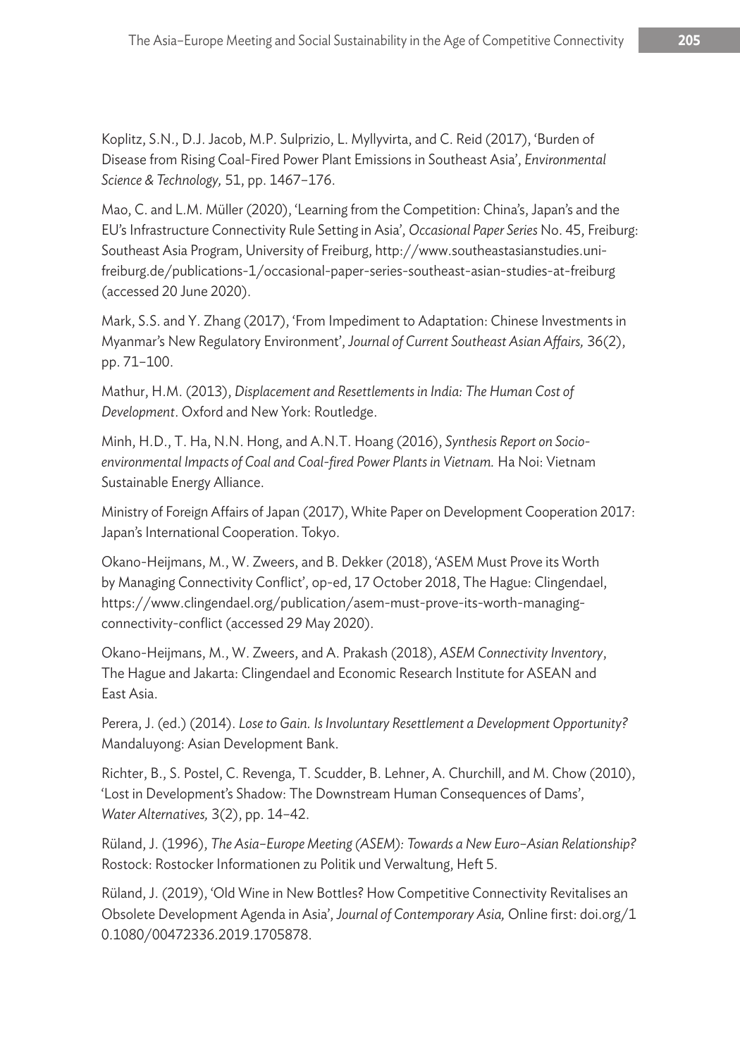Koplitz, S.N., D.J. Jacob, M.P. Sulprizio, L. Myllyvirta, and C. Reid (2017), 'Burden of Disease from Rising Coal-Fired Power Plant Emissions in Southeast Asia', *Environmental Science & Technology,* 51, pp. 1467–176.

Mao, C. and L.M. Müller (2020), 'Learning from the Competition: China's, Japan's and the EU's Infrastructure Connectivity Rule Setting in Asia', *Occasional Paper Series* No. 45, Freiburg: Southeast Asia Program, University of Freiburg, http://www.southeastasianstudies.uni-freiburg.de/publications-1/occasional-paper-series-southeast-asian-studies-at-freiburg (accessed 20 June 2020).

Mark, S.S. and Y. Zhang (2017), 'From Impediment to Adaptation: Chinese Investments in Myanmar's New Regulatory Environment', *Journal of Current Southeast Asian Affairs,* 36(2), pp. 71–100.

Mathur, H.M. (2013), *Displacement and Resettlements in India: The Human Cost of Development*. Oxford and New York: Routledge.

Minh, H.D., T. Ha, N.N. Hong, and A.N.T. Hoang (2016), *Synthesis Report on Socio-environmental Impacts of Coal and Coal-fired Power Plants in Vietnam.* Ha Noi: Vietnam Sustainable Energy Alliance.

Ministry of Foreign Affairs of Japan (2017), White Paper on Development Cooperation 2017: Japan's International Cooperation. Tokyo.

Okano-Heijmans, M., W. Zweers, and B. Dekker (2018), 'ASEM Must Prove its Worth by Managing Connectivity Conflict', op-ed, 17 October 2018, The Hague: Clingendael, https://www.clingendael.org/publication/asem-must-prove-its-worth-managing-connectivity-conflict (accessed 29 May 2020).

Okano-Heijmans, M., W. Zweers, and A. Prakash (2018), *ASEM Connectivity Inventory*, The Hague and Jakarta: Clingendael and Economic Research Institute for ASEAN and East Asia.

Perera, J. (ed.) (2014). *Lose to Gain. Is Involuntary Resettlement a Development Opportunity?* Mandaluyong: Asian Development Bank.

Richter, B., S. Postel, C. Revenga, T. Scudder, B. Lehner, A. Churchill, and M. Chow (2010), 'Lost in Development's Shadow: The Downstream Human Consequences of Dams', *Water Alternatives,* 3(2), pp. 14–42.

Rüland, J. (1996), *The Asia–Europe Meeting (ASEM): Towards a New Euro–Asian Relationship?* Rostock: Rostocker Informationen zu Politik und Verwaltung, Heft 5.

Rüland, J. (2019), 'Old Wine in New Bottles? How Competitive Connectivity Revitalises an Obsolete Development Agenda in Asia', *Journal of Contemporary Asia,* Online first: doi.org/10.1080/00472336.2019.1705878.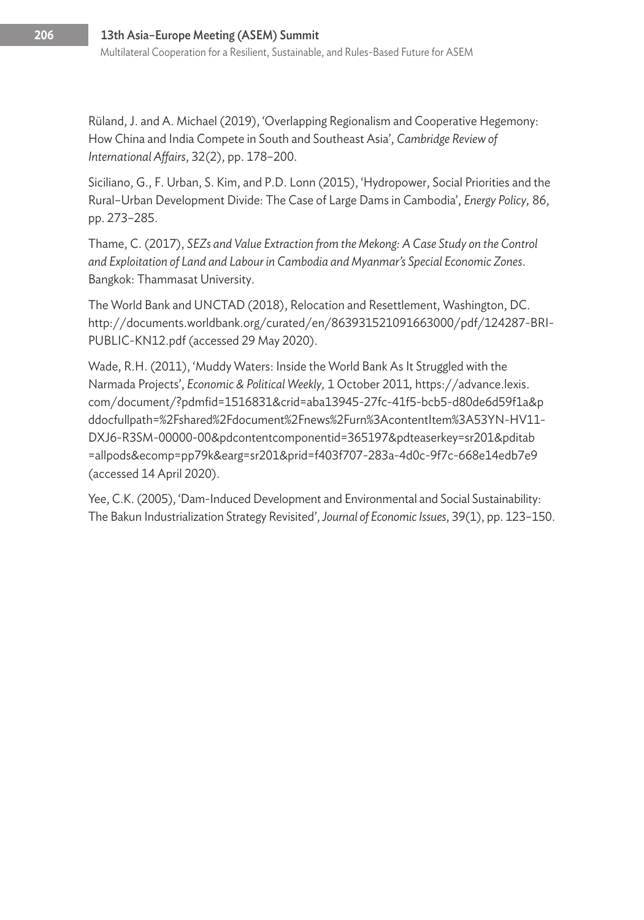Rüland, J. and A. Michael (2019), 'Overlapping Regionalism and Cooperative Hegemony: How China and India Compete in South and Southeast Asia', *Cambridge Review of International Affairs*, 32(2), pp. 178–200.

Siciliano, G., F. Urban, S. Kim, and P.D. Lonn (2015), 'Hydropower, Social Priorities and the Rural–Urban Development Divide: The Case of Large Dams in Cambodia', *Energy Policy,* 86, pp. 273–285.

Thame, C. (2017), *SEZs and Value Extraction from the Mekong: A Case Study on the Control and Exploitation of Land and Labour in Cambodia and Myanmar's Special Economic Zones*. Bangkok: Thammasat University.

The World Bank and UNCTAD (2018), Relocation and Resettlement, Washington, DC. http://documents.worldbank.org/curated/en/863931521091663000/pdf/124287-BRI-PUBLIC-KN12.pdf (accessed 29 May 2020).

Wade, R.H. (2011), 'Muddy Waters: Inside the World Bank As It Struggled with the Narmada Projects', *Economic & Political Weekly,* 1 October 2011*,* https://advance.lexis.com/document/?pdmfid=1516831&crid=aba13945-27fc-41f5-bcb5-d80de6d59f1a&pddocfullpath=%2Fshared%2Fdocument%2Fnews%2Furn%3AcontentItem%3A53YN-HV11-DXJ6-R3SM-00000-00&pdcontentcomponentid=365197&pdteaserkey=sr201&pditab=allpods&ecomp=pp79k&earg=sr201&prid=f403f707-283a-4d0c-9f7c-668e14edb7e9 (accessed 14 April 2020).

Yee, C.K. (2005), 'Dam-Induced Development and Environmental and Social Sustainability: The Bakun Industrialization Strategy Revisited', *Journal of Economic Issues*, 39(1), pp. 123–150.